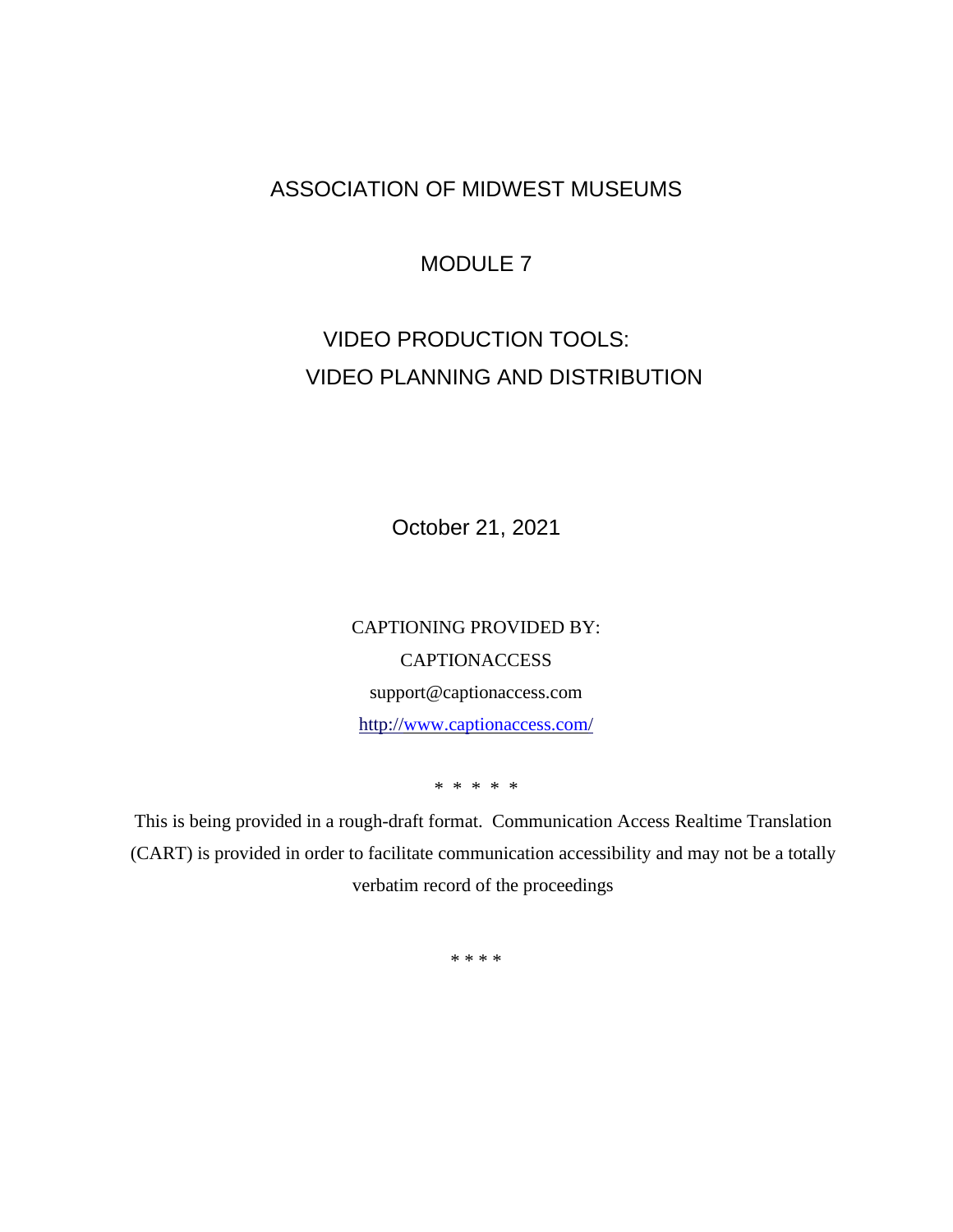# ASSOCIATION OF MIDWEST MUSEUMS

## MODULE 7

## VIDEO PRODUCTION TOOLS:
## VIDEO PLANNING AND DISTRIBUTION

October 21, 2021

CAPTIONING PROVIDED BY:

CAPTIONACCESS

support@captionaccess.com

http://www.captionaccess.com/

\* \* \* \* \*

This is being provided in a rough-draft format. Communication Access Realtime Translation (CART) is provided in order to facilitate communication accessibility and may not be a totally verbatim record of the proceedings

\* \* \* \*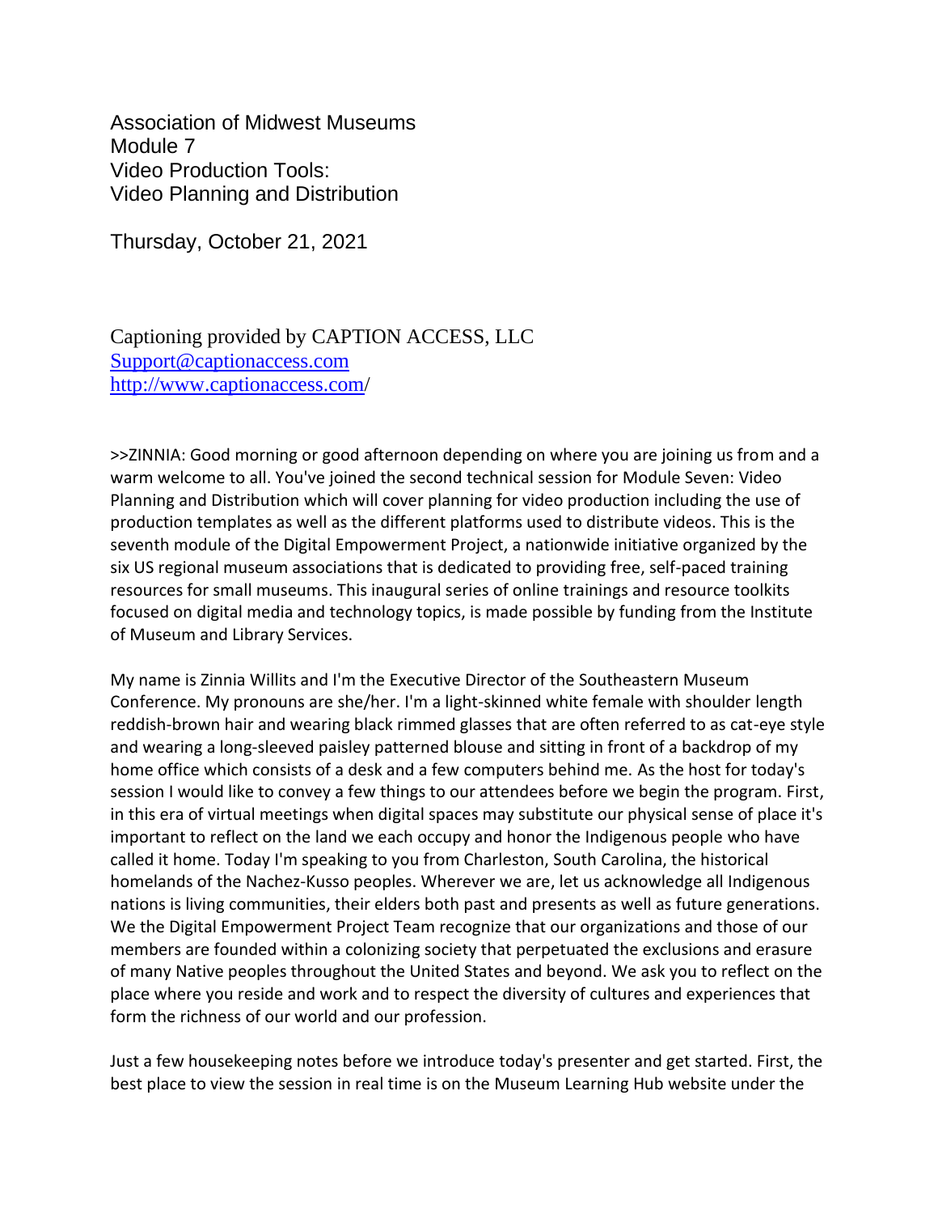Association of Midwest Museums
Module 7
Video Production Tools:
Video Planning and Distribution

Thursday, October 21, 2021

Captioning provided by CAPTION ACCESS, LLC
Support@captionaccess.com
http://www.captionaccess.com/

>>ZINNIA: Good morning or good afternoon depending on where you are joining us from and a warm welcome to all. You've joined the second technical session for Module Seven: Video Planning and Distribution which will cover planning for video production including the use of production templates as well as the different platforms used to distribute videos. This is the seventh module of the Digital Empowerment Project, a nationwide initiative organized by the six US regional museum associations that is dedicated to providing free, self-paced training resources for small museums. This inaugural series of online trainings and resource toolkits focused on digital media and technology topics, is made possible by funding from the Institute of Museum and Library Services.

My name is Zinnia Willits and I'm the Executive Director of the Southeastern Museum Conference. My pronouns are she/her. I'm a light-skinned white female with shoulder length reddish-brown hair and wearing black rimmed glasses that are often referred to as cat-eye style and wearing a long-sleeved paisley patterned blouse and sitting in front of a backdrop of my home office which consists of a desk and a few computers behind me. As the host for today's session I would like to convey a few things to our attendees before we begin the program. First, in this era of virtual meetings when digital spaces may substitute our physical sense of place it's important to reflect on the land we each occupy and honor the Indigenous people who have called it home. Today I'm speaking to you from Charleston, South Carolina, the historical homelands of the Nachez-Kusso peoples. Wherever we are, let us acknowledge all Indigenous nations is living communities, their elders both past and presents as well as future generations. We the Digital Empowerment Project Team recognize that our organizations and those of our members are founded within a colonizing society that perpetuated the exclusions and erasure of many Native peoples throughout the United States and beyond. We ask you to reflect on the place where you reside and work and to respect the diversity of cultures and experiences that form the richness of our world and our profession.

Just a few housekeeping notes before we introduce today's presenter and get started. First, the best place to view the session in real time is on the Museum Learning Hub website under the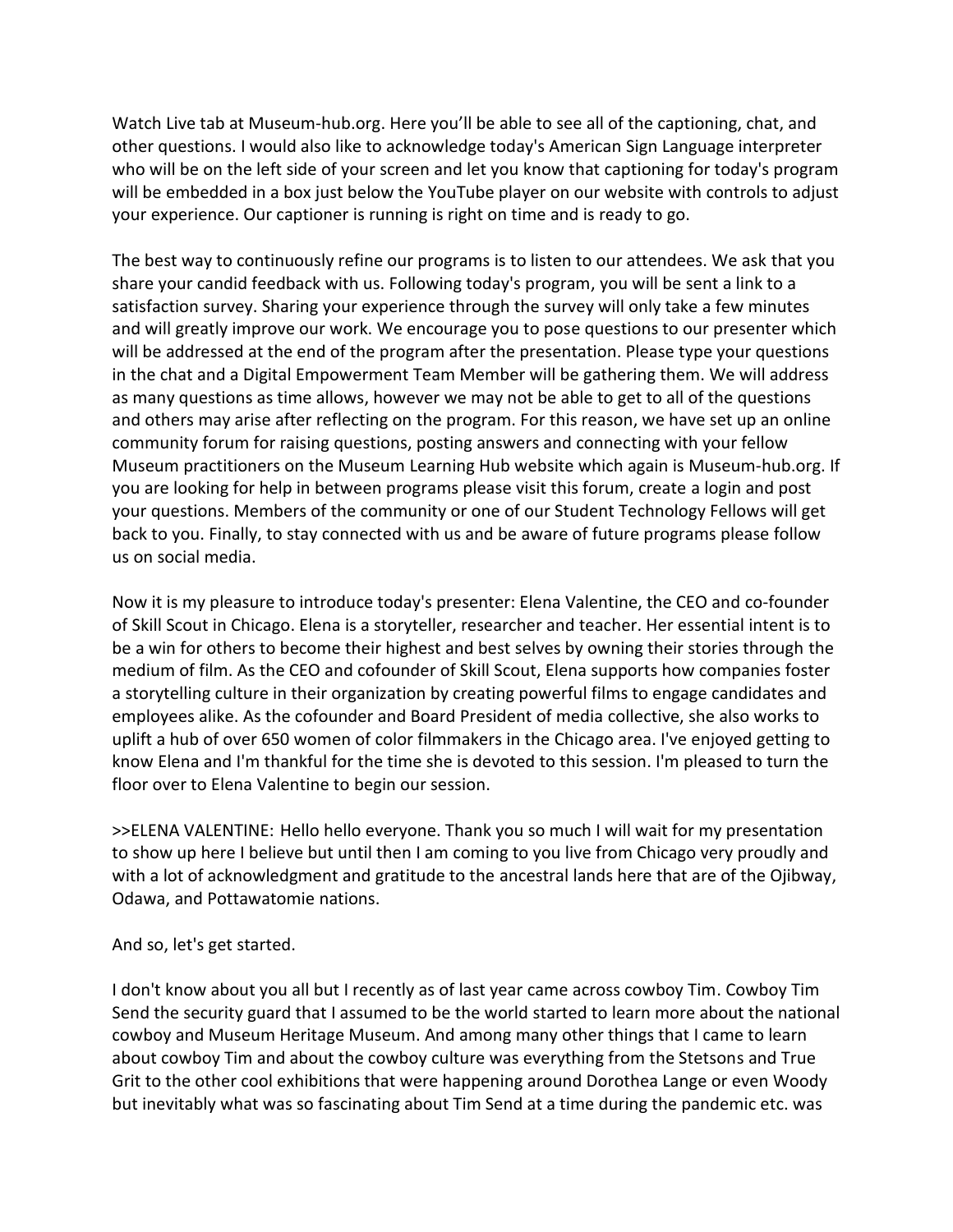Watch Live tab at Museum-hub.org. Here you'll be able to see all of the captioning, chat, and other questions. I would also like to acknowledge today's American Sign Language interpreter who will be on the left side of your screen and let you know that captioning for today's program will be embedded in a box just below the YouTube player on our website with controls to adjust your experience. Our captioner is running is right on time and is ready to go.

The best way to continuously refine our programs is to listen to our attendees. We ask that you share your candid feedback with us. Following today's program, you will be sent a link to a satisfaction survey. Sharing your experience through the survey will only take a few minutes and will greatly improve our work. We encourage you to pose questions to our presenter which will be addressed at the end of the program after the presentation. Please type your questions in the chat and a Digital Empowerment Team Member will be gathering them. We will address as many questions as time allows, however we may not be able to get to all of the questions and others may arise after reflecting on the program. For this reason, we have set up an online community forum for raising questions, posting answers and connecting with your fellow Museum practitioners on the Museum Learning Hub website which again is Museum-hub.org. If you are looking for help in between programs please visit this forum, create a login and post your questions. Members of the community or one of our Student Technology Fellows will get back to you. Finally, to stay connected with us and be aware of future programs please follow us on social media.

Now it is my pleasure to introduce today's presenter: Elena Valentine, the CEO and co-founder of Skill Scout in Chicago. Elena is a storyteller, researcher and teacher. Her essential intent is to be a win for others to become their highest and best selves by owning their stories through the medium of film. As the CEO and cofounder of Skill Scout, Elena supports how companies foster a storytelling culture in their organization by creating powerful films to engage candidates and employees alike. As the cofounder and Board President of media collective, she also works to uplift a hub of over 650 women of color filmmakers in the Chicago area. I've enjoyed getting to know Elena and I'm thankful for the time she is devoted to this session. I'm pleased to turn the floor over to Elena Valentine to begin our session.

>>ELENA VALENTINE: Hello hello everyone. Thank you so much I will wait for my presentation to show up here I believe but until then I am coming to you live from Chicago very proudly and with a lot of acknowledgment and gratitude to the ancestral lands here that are of the Ojibway, Odawa, and Pottawatomie nations.

And so, let's get started.

I don't know about you all but I recently as of last year came across cowboy Tim. Cowboy Tim Send the security guard that I assumed to be the world started to learn more about the national cowboy and Museum Heritage Museum. And among many other things that I came to learn about cowboy Tim and about the cowboy culture was everything from the Stetsons and True Grit to the other cool exhibitions that were happening around Dorothea Lange or even Woody but inevitably what was so fascinating about Tim Send at a time during the pandemic etc. was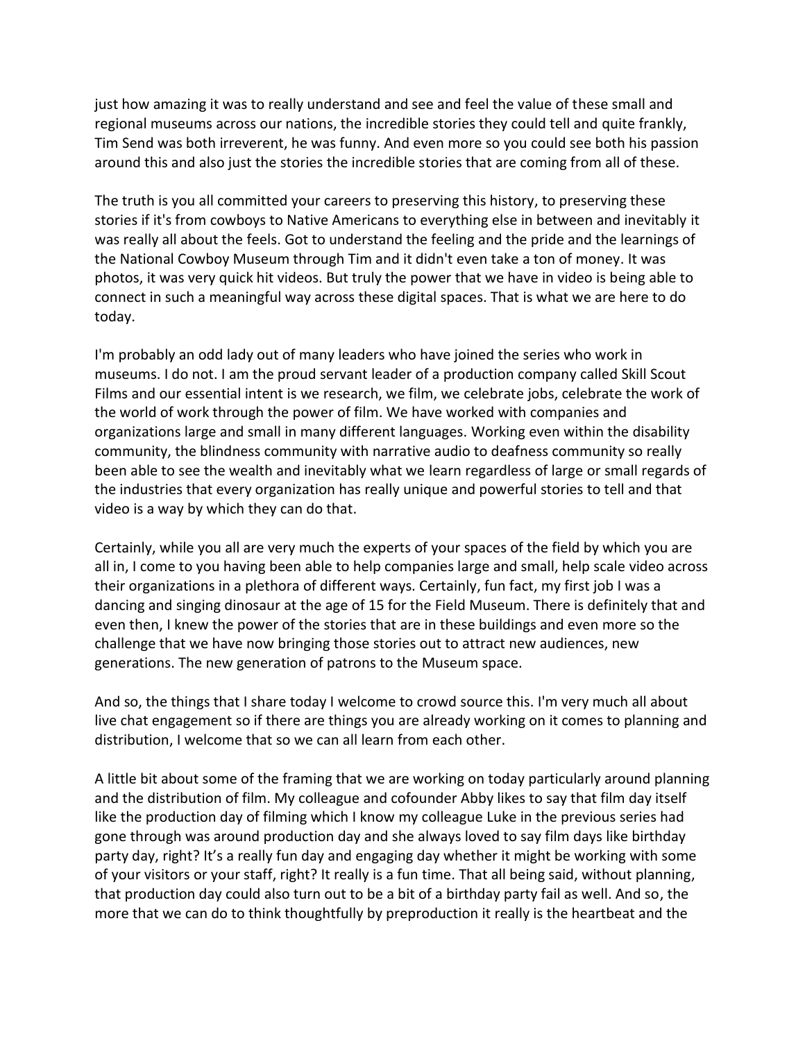just how amazing it was to really understand and see and feel the value of these small and regional museums across our nations, the incredible stories they could tell and quite frankly, Tim Send was both irreverent, he was funny. And even more so you could see both his passion around this and also just the stories the incredible stories that are coming from all of these.

The truth is you all committed your careers to preserving this history, to preserving these stories if it's from cowboys to Native Americans to everything else in between and inevitably it was really all about the feels. Got to understand the feeling and the pride and the learnings of the National Cowboy Museum through Tim and it didn't even take a ton of money. It was photos, it was very quick hit videos. But truly the power that we have in video is being able to connect in such a meaningful way across these digital spaces. That is what we are here to do today.

I'm probably an odd lady out of many leaders who have joined the series who work in museums. I do not. I am the proud servant leader of a production company called Skill Scout Films and our essential intent is we research, we film, we celebrate jobs, celebrate the work of the world of work through the power of film. We have worked with companies and organizations large and small in many different languages. Working even within the disability community, the blindness community with narrative audio to deafness community so really been able to see the wealth and inevitably what we learn regardless of large or small regards of the industries that every organization has really unique and powerful stories to tell and that video is a way by which they can do that.

Certainly, while you all are very much the experts of your spaces of the field by which you are all in, I come to you having been able to help companies large and small, help scale video across their organizations in a plethora of different ways. Certainly, fun fact, my first job I was a dancing and singing dinosaur at the age of 15 for the Field Museum. There is definitely that and even then, I knew the power of the stories that are in these buildings and even more so the challenge that we have now bringing those stories out to attract new audiences, new generations. The new generation of patrons to the Museum space.

And so, the things that I share today I welcome to crowd source this. I'm very much all about live chat engagement so if there are things you are already working on it comes to planning and distribution, I welcome that so we can all learn from each other.

A little bit about some of the framing that we are working on today particularly around planning and the distribution of film. My colleague and cofounder Abby likes to say that film day itself like the production day of filming which I know my colleague Luke in the previous series had gone through was around production day and she always loved to say film days like birthday party day, right? It's a really fun day and engaging day whether it might be working with some of your visitors or your staff, right? It really is a fun time. That all being said, without planning, that production day could also turn out to be a bit of a birthday party fail as well. And so, the more that we can do to think thoughtfully by preproduction it really is the heartbeat and the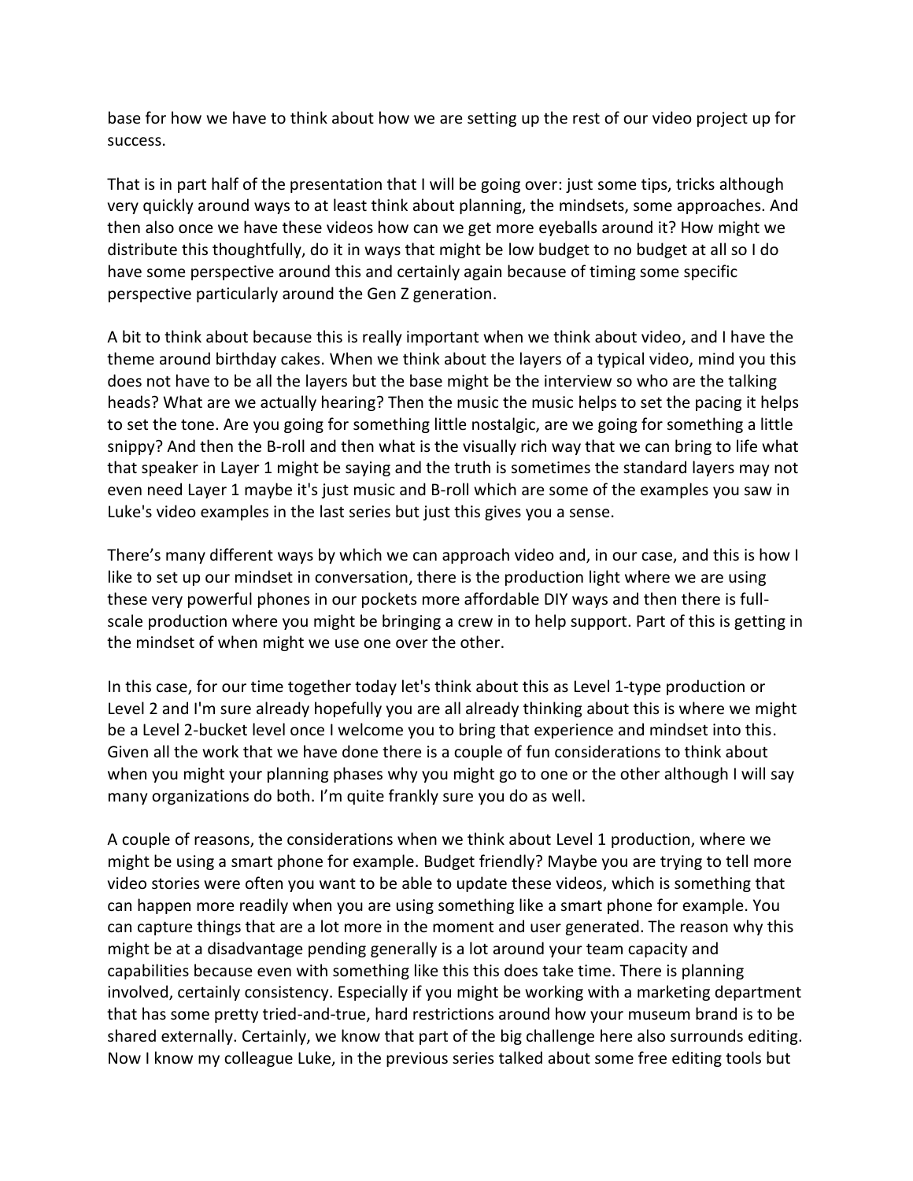base for how we have to think about how we are setting up the rest of our video project up for success.

That is in part half of the presentation that I will be going over: just some tips, tricks although very quickly around ways to at least think about planning, the mindsets, some approaches. And then also once we have these videos how can we get more eyeballs around it? How might we distribute this thoughtfully, do it in ways that might be low budget to no budget at all so I do have some perspective around this and certainly again because of timing some specific perspective particularly around the Gen Z generation.

A bit to think about because this is really important when we think about video, and I have the theme around birthday cakes. When we think about the layers of a typical video, mind you this does not have to be all the layers but the base might be the interview so who are the talking heads? What are we actually hearing? Then the music the music helps to set the pacing it helps to set the tone. Are you going for something little nostalgic, are we going for something a little snippy? And then the B-roll and then what is the visually rich way that we can bring to life what that speaker in Layer 1 might be saying and the truth is sometimes the standard layers may not even need Layer 1 maybe it's just music and B-roll which are some of the examples you saw in Luke's video examples in the last series but just this gives you a sense.

There's many different ways by which we can approach video and, in our case, and this is how I like to set up our mindset in conversation, there is the production light where we are using these very powerful phones in our pockets more affordable DIY ways and then there is full-scale production where you might be bringing a crew in to help support. Part of this is getting in the mindset of when might we use one over the other.

In this case, for our time together today let's think about this as Level 1-type production or Level 2 and I'm sure already hopefully you are all already thinking about this is where we might be a Level 2-bucket level once I welcome you to bring that experience and mindset into this. Given all the work that we have done there is a couple of fun considerations to think about when you might your planning phases why you might go to one or the other although I will say many organizations do both. I'm quite frankly sure you do as well.

A couple of reasons, the considerations when we think about Level 1 production, where we might be using a smart phone for example. Budget friendly? Maybe you are trying to tell more video stories were often you want to be able to update these videos, which is something that can happen more readily when you are using something like a smart phone for example. You can capture things that are a lot more in the moment and user generated. The reason why this might be at a disadvantage pending generally is a lot around your team capacity and capabilities because even with something like this this does take time. There is planning involved, certainly consistency. Especially if you might be working with a marketing department that has some pretty tried-and-true, hard restrictions around how your museum brand is to be shared externally. Certainly, we know that part of the big challenge here also surrounds editing. Now I know my colleague Luke, in the previous series talked about some free editing tools but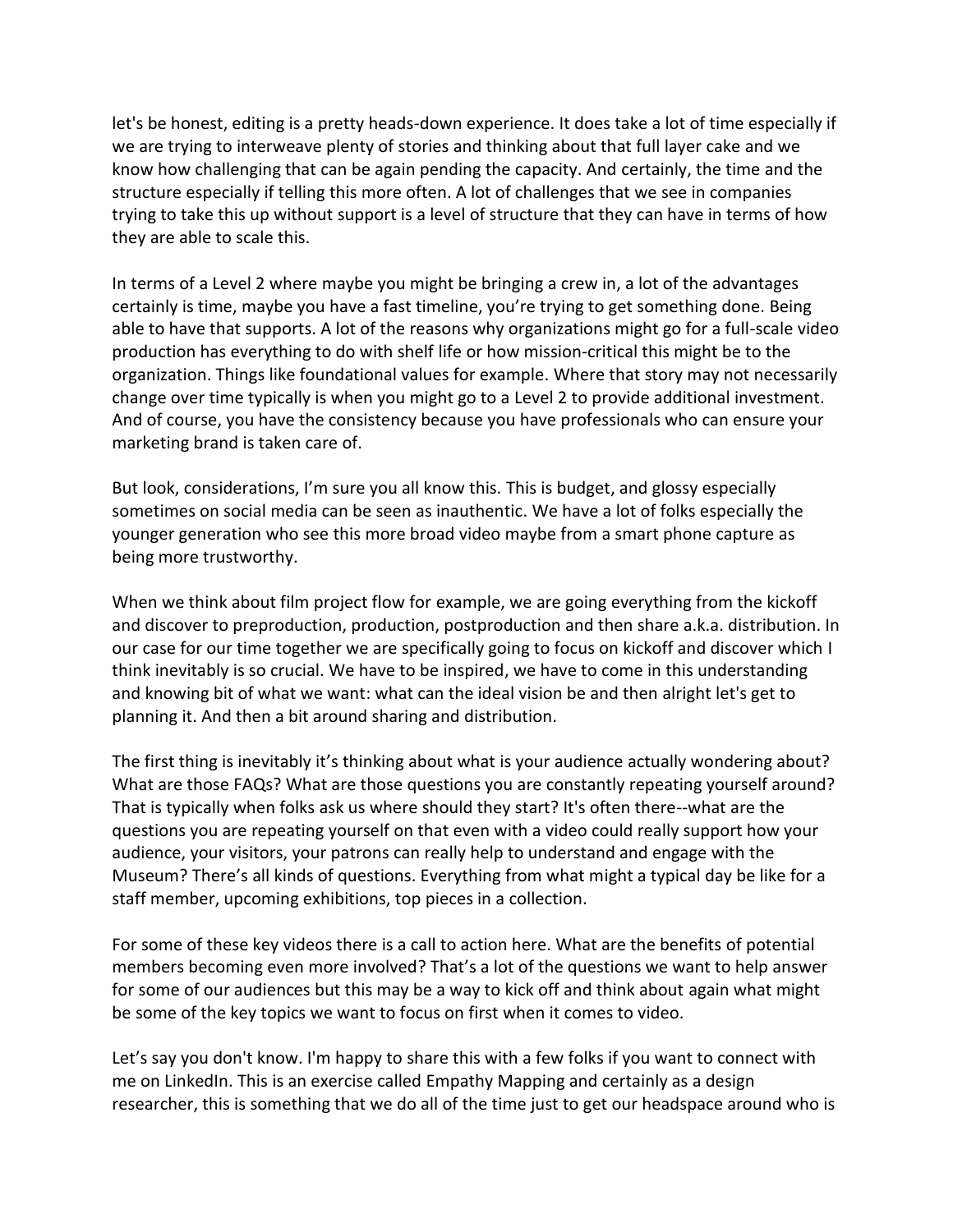let's be honest, editing is a pretty heads-down experience. It does take a lot of time especially if we are trying to interweave plenty of stories and thinking about that full layer cake and we know how challenging that can be again pending the capacity. And certainly, the time and the structure especially if telling this more often. A lot of challenges that we see in companies trying to take this up without support is a level of structure that they can have in terms of how they are able to scale this.

In terms of a Level 2 where maybe you might be bringing a crew in, a lot of the advantages certainly is time, maybe you have a fast timeline, you're trying to get something done. Being able to have that supports. A lot of the reasons why organizations might go for a full-scale video production has everything to do with shelf life or how mission-critical this might be to the organization. Things like foundational values for example. Where that story may not necessarily change over time typically is when you might go to a Level 2 to provide additional investment. And of course, you have the consistency because you have professionals who can ensure your marketing brand is taken care of.

But look, considerations, I'm sure you all know this. This is budget, and glossy especially sometimes on social media can be seen as inauthentic. We have a lot of folks especially the younger generation who see this more broad video maybe from a smart phone capture as being more trustworthy.

When we think about film project flow for example, we are going everything from the kickoff and discover to preproduction, production, postproduction and then share a.k.a. distribution. In our case for our time together we are specifically going to focus on kickoff and discover which I think inevitably is so crucial. We have to be inspired, we have to come in this understanding and knowing bit of what we want: what can the ideal vision be and then alright let's get to planning it. And then a bit around sharing and distribution.

The first thing is inevitably it's thinking about what is your audience actually wondering about? What are those FAQs? What are those questions you are constantly repeating yourself around? That is typically when folks ask us where should they start? It's often there--what are the questions you are repeating yourself on that even with a video could really support how your audience, your visitors, your patrons can really help to understand and engage with the Museum? There's all kinds of questions. Everything from what might a typical day be like for a staff member, upcoming exhibitions, top pieces in a collection.

For some of these key videos there is a call to action here. What are the benefits of potential members becoming even more involved? That's a lot of the questions we want to help answer for some of our audiences but this may be a way to kick off and think about again what might be some of the key topics we want to focus on first when it comes to video.

Let's say you don't know. I'm happy to share this with a few folks if you want to connect with me on LinkedIn. This is an exercise called Empathy Mapping and certainly as a design researcher, this is something that we do all of the time just to get our headspace around who is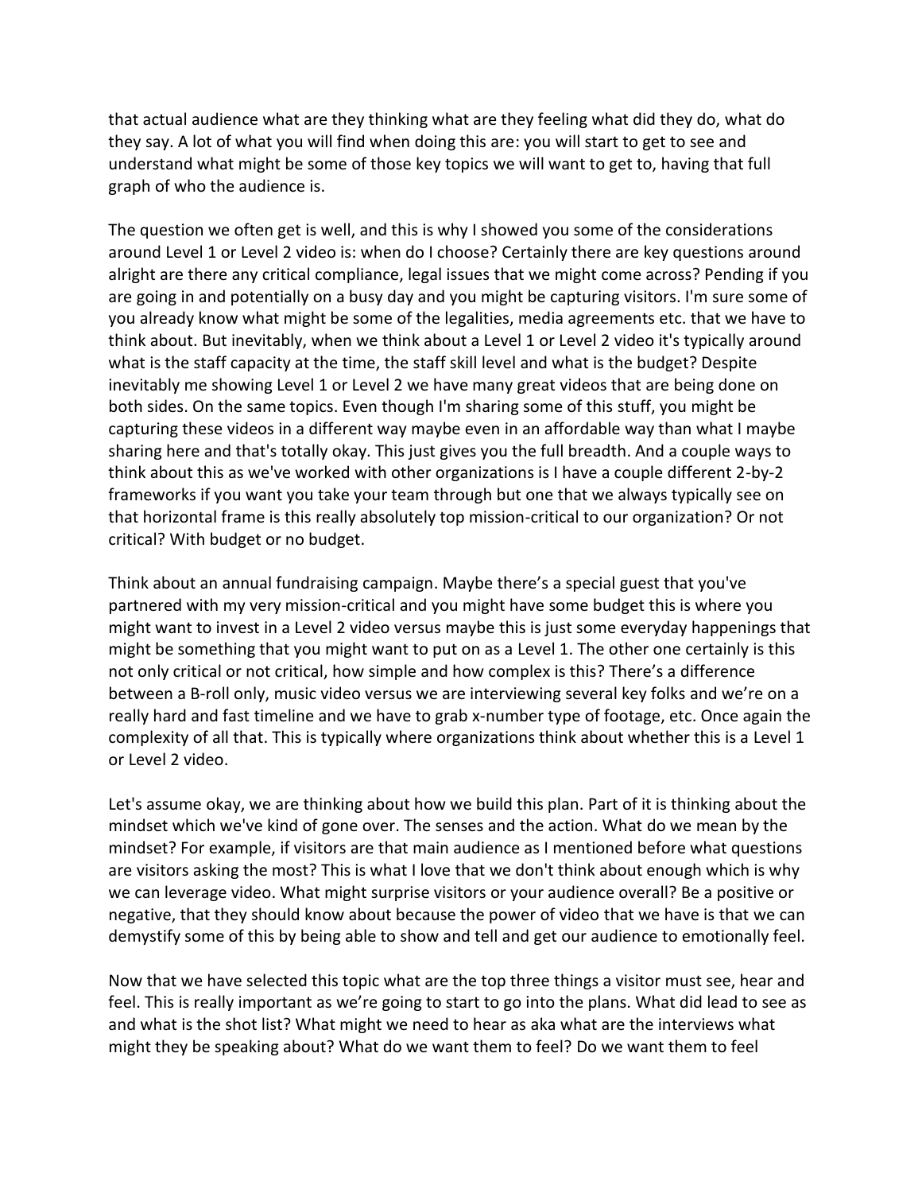that actual audience what are they thinking what are they feeling what did they do, what do they say. A lot of what you will find when doing this are: you will start to get to see and understand what might be some of those key topics we will want to get to, having that full graph of who the audience is.

The question we often get is well, and this is why I showed you some of the considerations around Level 1 or Level 2 video is: when do I choose? Certainly there are key questions around alright are there any critical compliance, legal issues that we might come across? Pending if you are going in and potentially on a busy day and you might be capturing visitors. I'm sure some of you already know what might be some of the legalities, media agreements etc. that we have to think about. But inevitably, when we think about a Level 1 or Level 2 video it's typically around what is the staff capacity at the time, the staff skill level and what is the budget? Despite inevitably me showing Level 1 or Level 2 we have many great videos that are being done on both sides. On the same topics. Even though I'm sharing some of this stuff, you might be capturing these videos in a different way maybe even in an affordable way than what I maybe sharing here and that's totally okay. This just gives you the full breadth. And a couple ways to think about this as we've worked with other organizations is I have a couple different 2-by-2 frameworks if you want you take your team through but one that we always typically see on that horizontal frame is this really absolutely top mission-critical to our organization? Or not critical? With budget or no budget.

Think about an annual fundraising campaign. Maybe there's a special guest that you've partnered with my very mission-critical and you might have some budget this is where you might want to invest in a Level 2 video versus maybe this is just some everyday happenings that might be something that you might want to put on as a Level 1. The other one certainly is this not only critical or not critical, how simple and how complex is this? There's a difference between a B-roll only, music video versus we are interviewing several key folks and we're on a really hard and fast timeline and we have to grab x-number type of footage, etc. Once again the complexity of all that. This is typically where organizations think about whether this is a Level 1 or Level 2 video.

Let's assume okay, we are thinking about how we build this plan. Part of it is thinking about the mindset which we've kind of gone over. The senses and the action. What do we mean by the mindset? For example, if visitors are that main audience as I mentioned before what questions are visitors asking the most? This is what I love that we don't think about enough which is why we can leverage video. What might surprise visitors or your audience overall? Be a positive or negative, that they should know about because the power of video that we have is that we can demystify some of this by being able to show and tell and get our audience to emotionally feel.

Now that we have selected this topic what are the top three things a visitor must see, hear and feel. This is really important as we're going to start to go into the plans. What did lead to see as and what is the shot list? What might we need to hear as aka what are the interviews what might they be speaking about? What do we want them to feel? Do we want them to feel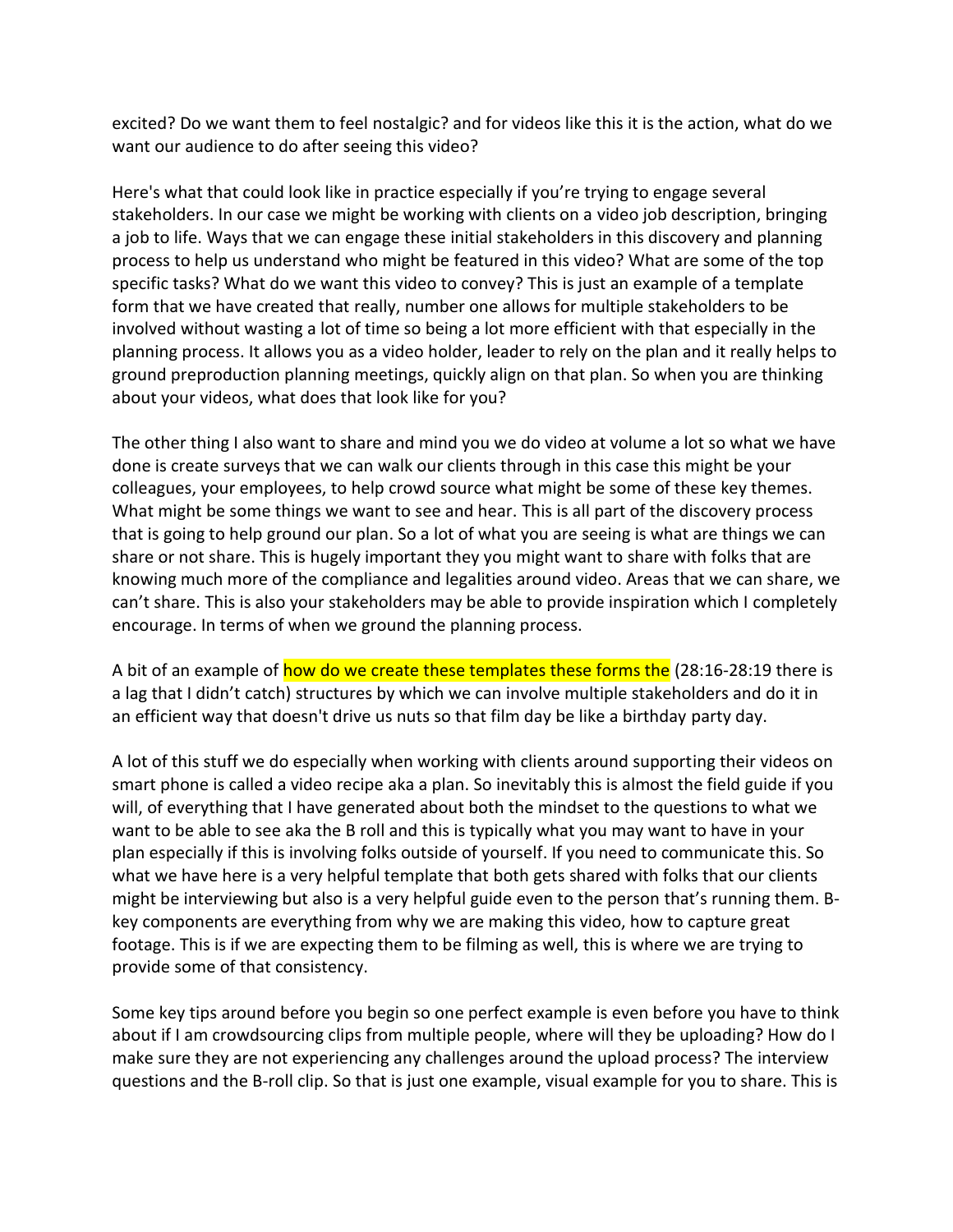excited? Do we want them to feel nostalgic? and for videos like this it is the action, what do we want our audience to do after seeing this video?

Here's what that could look like in practice especially if you're trying to engage several stakeholders. In our case we might be working with clients on a video job description, bringing a job to life. Ways that we can engage these initial stakeholders in this discovery and planning process to help us understand who might be featured in this video? What are some of the top specific tasks? What do we want this video to convey? This is just an example of a template form that we have created that really, number one allows for multiple stakeholders to be involved without wasting a lot of time so being a lot more efficient with that especially in the planning process. It allows you as a video holder, leader to rely on the plan and it really helps to ground preproduction planning meetings, quickly align on that plan. So when you are thinking about your videos, what does that look like for you?

The other thing I also want to share and mind you we do video at volume a lot so what we have done is create surveys that we can walk our clients through in this case this might be your colleagues, your employees, to help crowd source what might be some of these key themes. What might be some things we want to see and hear. This is all part of the discovery process that is going to help ground our plan. So a lot of what you are seeing is what are things we can share or not share. This is hugely important they you might want to share with folks that are knowing much more of the compliance and legalities around video. Areas that we can share, we can't share. This is also your stakeholders may be able to provide inspiration which I completely encourage. In terms of when we ground the planning process.

A bit of an example of how do we create these templates these forms the (28:16-28:19 there is a lag that I didn't catch) structures by which we can involve multiple stakeholders and do it in an efficient way that doesn't drive us nuts so that film day be like a birthday party day.

A lot of this stuff we do especially when working with clients around supporting their videos on smart phone is called a video recipe aka a plan. So inevitably this is almost the field guide if you will, of everything that I have generated about both the mindset to the questions to what we want to be able to see aka the B roll and this is typically what you may want to have in your plan especially if this is involving folks outside of yourself. If you need to communicate this. So what we have here is a very helpful template that both gets shared with folks that our clients might be interviewing but also is a very helpful guide even to the person that's running them. B-key components are everything from why we are making this video, how to capture great footage. This is if we are expecting them to be filming as well, this is where we are trying to provide some of that consistency.

Some key tips around before you begin so one perfect example is even before you have to think about if I am crowdsourcing clips from multiple people, where will they be uploading? How do I make sure they are not experiencing any challenges around the upload process? The interview questions and the B-roll clip. So that is just one example, visual example for you to share. This is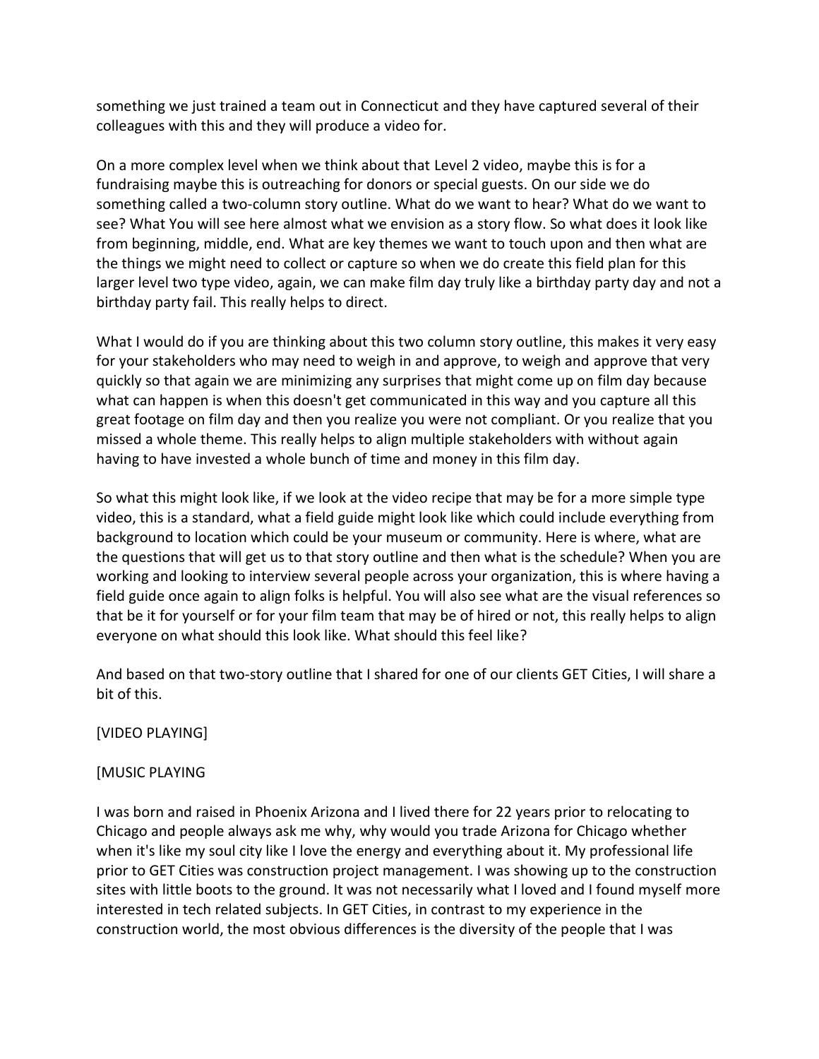something we just trained a team out in Connecticut and they have captured several of their colleagues with this and they will produce a video for.

On a more complex level when we think about that Level 2 video, maybe this is for a fundraising maybe this is outreaching for donors or special guests. On our side we do something called a two-column story outline. What do we want to hear? What do we want to see? What You will see here almost what we envision as a story flow. So what does it look like from beginning, middle, end. What are key themes we want to touch upon and then what are the things we might need to collect or capture so when we do create this field plan for this larger level two type video, again, we can make film day truly like a birthday party day and not a birthday party fail. This really helps to direct.

What I would do if you are thinking about this two column story outline, this makes it very easy for your stakeholders who may need to weigh in and approve, to weigh and approve that very quickly so that again we are minimizing any surprises that might come up on film day because what can happen is when this doesn't get communicated in this way and you capture all this great footage on film day and then you realize you were not compliant. Or you realize that you missed a whole theme. This really helps to align multiple stakeholders with without again having to have invested a whole bunch of time and money in this film day.

So what this might look like, if we look at the video recipe that may be for a more simple type video, this is a standard, what a field guide might look like which could include everything from background to location which could be your museum or community. Here is where, what are the questions that will get us to that story outline and then what is the schedule? When you are working and looking to interview several people across your organization, this is where having a field guide once again to align folks is helpful. You will also see what are the visual references so that be it for yourself or for your film team that may be of hired or not, this really helps to align everyone on what should this look like. What should this feel like?

And based on that two-story outline that I shared for one of our clients GET Cities, I will share a bit of this.

[VIDEO PLAYING]

[MUSIC PLAYING

I was born and raised in Phoenix Arizona and I lived there for 22 years prior to relocating to Chicago and people always ask me why, why would you trade Arizona for Chicago whether when it's like my soul city like I love the energy and everything about it. My professional life prior to GET Cities was construction project management. I was showing up to the construction sites with little boots to the ground. It was not necessarily what I loved and I found myself more interested in tech related subjects. In GET Cities, in contrast to my experience in the construction world, the most obvious differences is the diversity of the people that I was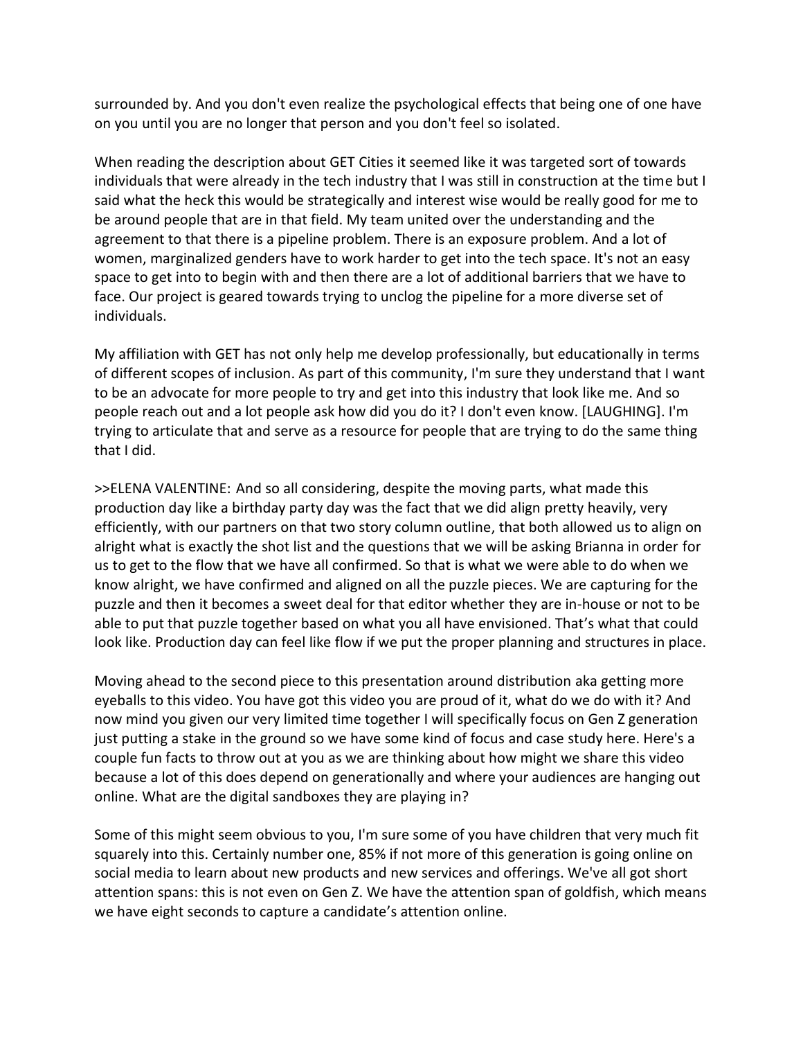surrounded by. And you don't even realize the psychological effects that being one of one have on you until you are no longer that person and you don't feel so isolated.

When reading the description about GET Cities it seemed like it was targeted sort of towards individuals that were already in the tech industry that I was still in construction at the time but I said what the heck this would be strategically and interest wise would be really good for me to be around people that are in that field. My team united over the understanding and the agreement to that there is a pipeline problem. There is an exposure problem. And a lot of women, marginalized genders have to work harder to get into the tech space. It's not an easy space to get into to begin with and then there are a lot of additional barriers that we have to face. Our project is geared towards trying to unclog the pipeline for a more diverse set of individuals.

My affiliation with GET has not only help me develop professionally, but educationally in terms of different scopes of inclusion. As part of this community, I'm sure they understand that I want to be an advocate for more people to try and get into this industry that look like me. And so people reach out and a lot people ask how did you do it? I don't even know. [LAUGHING]. I'm trying to articulate that and serve as a resource for people that are trying to do the same thing that I did.

>>ELENA VALENTINE: And so all considering, despite the moving parts, what made this production day like a birthday party day was the fact that we did align pretty heavily, very efficiently, with our partners on that two story column outline, that both allowed us to align on alright what is exactly the shot list and the questions that we will be asking Brianna in order for us to get to the flow that we have all confirmed. So that is what we were able to do when we know alright, we have confirmed and aligned on all the puzzle pieces. We are capturing for the puzzle and then it becomes a sweet deal for that editor whether they are in-house or not to be able to put that puzzle together based on what you all have envisioned. That's what that could look like. Production day can feel like flow if we put the proper planning and structures in place.

Moving ahead to the second piece to this presentation around distribution aka getting more eyeballs to this video. You have got this video you are proud of it, what do we do with it? And now mind you given our very limited time together I will specifically focus on Gen Z generation just putting a stake in the ground so we have some kind of focus and case study here. Here's a couple fun facts to throw out at you as we are thinking about how might we share this video because a lot of this does depend on generationally and where your audiences are hanging out online. What are the digital sandboxes they are playing in?

Some of this might seem obvious to you, I'm sure some of you have children that very much fit squarely into this. Certainly number one, 85% if not more of this generation is going online on social media to learn about new products and new services and offerings. We've all got short attention spans: this is not even on Gen Z. We have the attention span of goldfish, which means we have eight seconds to capture a candidate's attention online.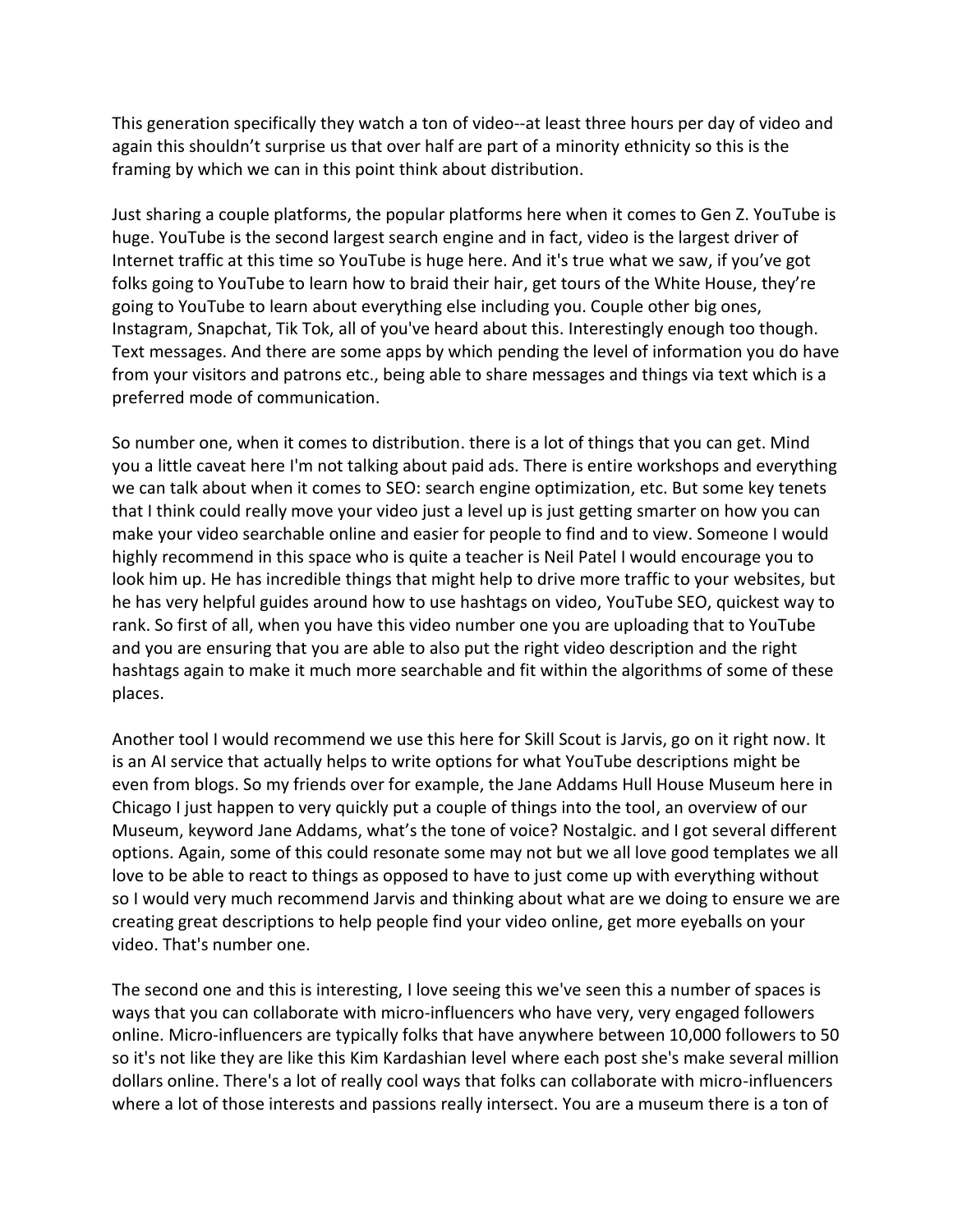This generation specifically they watch a ton of video--at least three hours per day of video and again this shouldn't surprise us that over half are part of a minority ethnicity so this is the framing by which we can in this point think about distribution.

Just sharing a couple platforms, the popular platforms here when it comes to Gen Z. YouTube is huge. YouTube is the second largest search engine and in fact, video is the largest driver of Internet traffic at this time so YouTube is huge here. And it's true what we saw, if you've got folks going to YouTube to learn how to braid their hair, get tours of the White House, they're going to YouTube to learn about everything else including you. Couple other big ones, Instagram, Snapchat, Tik Tok, all of you've heard about this. Interestingly enough too though. Text messages. And there are some apps by which pending the level of information you do have from your visitors and patrons etc., being able to share messages and things via text which is a preferred mode of communication.

So number one, when it comes to distribution. there is a lot of things that you can get. Mind you a little caveat here I'm not talking about paid ads. There is entire workshops and everything we can talk about when it comes to SEO: search engine optimization, etc. But some key tenets that I think could really move your video just a level up is just getting smarter on how you can make your video searchable online and easier for people to find and to view. Someone I would highly recommend in this space who is quite a teacher is Neil Patel I would encourage you to look him up. He has incredible things that might help to drive more traffic to your websites, but he has very helpful guides around how to use hashtags on video, YouTube SEO, quickest way to rank. So first of all, when you have this video number one you are uploading that to YouTube and you are ensuring that you are able to also put the right video description and the right hashtags again to make it much more searchable and fit within the algorithms of some of these places.

Another tool I would recommend we use this here for Skill Scout is Jarvis, go on it right now. It is an AI service that actually helps to write options for what YouTube descriptions might be even from blogs. So my friends over for example, the Jane Addams Hull House Museum here in Chicago I just happen to very quickly put a couple of things into the tool, an overview of our Museum, keyword Jane Addams, what's the tone of voice? Nostalgic. and I got several different options. Again, some of this could resonate some may not but we all love good templates we all love to be able to react to things as opposed to have to just come up with everything without so I would very much recommend Jarvis and thinking about what are we doing to ensure we are creating great descriptions to help people find your video online, get more eyeballs on your video. That's number one.

The second one and this is interesting, I love seeing this we've seen this a number of spaces is ways that you can collaborate with micro-influencers who have very, very engaged followers online. Micro-influencers are typically folks that have anywhere between 10,000 followers to 50 so it's not like they are like this Kim Kardashian level where each post she's make several million dollars online. There's a lot of really cool ways that folks can collaborate with micro-influencers where a lot of those interests and passions really intersect. You are a museum there is a ton of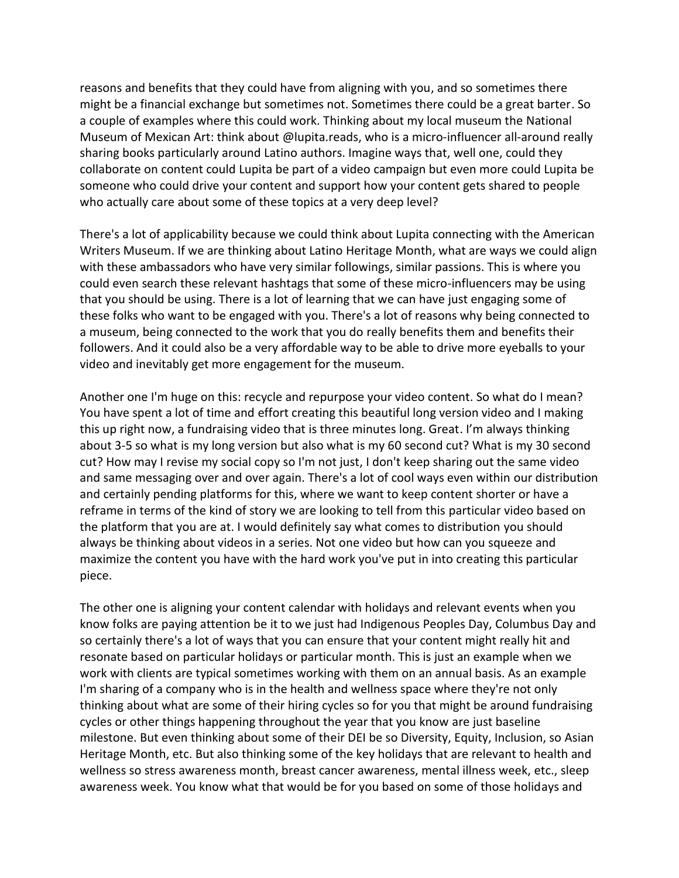reasons and benefits that they could have from aligning with you, and so sometimes there might be a financial exchange but sometimes not. Sometimes there could be a great barter. So a couple of examples where this could work. Thinking about my local museum the National Museum of Mexican Art: think about @lupita.reads, who is a micro-influencer all-around really sharing books particularly around Latino authors. Imagine ways that, well one, could they collaborate on content could Lupita be part of a video campaign but even more could Lupita be someone who could drive your content and support how your content gets shared to people who actually care about some of these topics at a very deep level?

There's a lot of applicability because we could think about Lupita connecting with the American Writers Museum. If we are thinking about Latino Heritage Month, what are ways we could align with these ambassadors who have very similar followings, similar passions. This is where you could even search these relevant hashtags that some of these micro-influencers may be using that you should be using. There is a lot of learning that we can have just engaging some of these folks who want to be engaged with you. There's a lot of reasons why being connected to a museum, being connected to the work that you do really benefits them and benefits their followers. And it could also be a very affordable way to be able to drive more eyeballs to your video and inevitably get more engagement for the museum.

Another one I'm huge on this: recycle and repurpose your video content. So what do I mean? You have spent a lot of time and effort creating this beautiful long version video and I making this up right now, a fundraising video that is three minutes long. Great. I'm always thinking about 3-5 so what is my long version but also what is my 60 second cut? What is my 30 second cut? How may I revise my social copy so I'm not just, I don't keep sharing out the same video and same messaging over and over again. There's a lot of cool ways even within our distribution and certainly pending platforms for this, where we want to keep content shorter or have a reframe in terms of the kind of story we are looking to tell from this particular video based on the platform that you are at. I would definitely say what comes to distribution you should always be thinking about videos in a series. Not one video but how can you squeeze and maximize the content you have with the hard work you've put in into creating this particular piece.

The other one is aligning your content calendar with holidays and relevant events when you know folks are paying attention be it to we just had Indigenous Peoples Day, Columbus Day and so certainly there's a lot of ways that you can ensure that your content might really hit and resonate based on particular holidays or particular month. This is just an example when we work with clients are typical sometimes working with them on an annual basis. As an example I'm sharing of a company who is in the health and wellness space where they're not only thinking about what are some of their hiring cycles so for you that might be around fundraising cycles or other things happening throughout the year that you know are just baseline milestone. But even thinking about some of their DEI be so Diversity, Equity, Inclusion, so Asian Heritage Month, etc. But also thinking some of the key holidays that are relevant to health and wellness so stress awareness month, breast cancer awareness, mental illness week, etc., sleep awareness week. You know what that would be for you based on some of those holidays and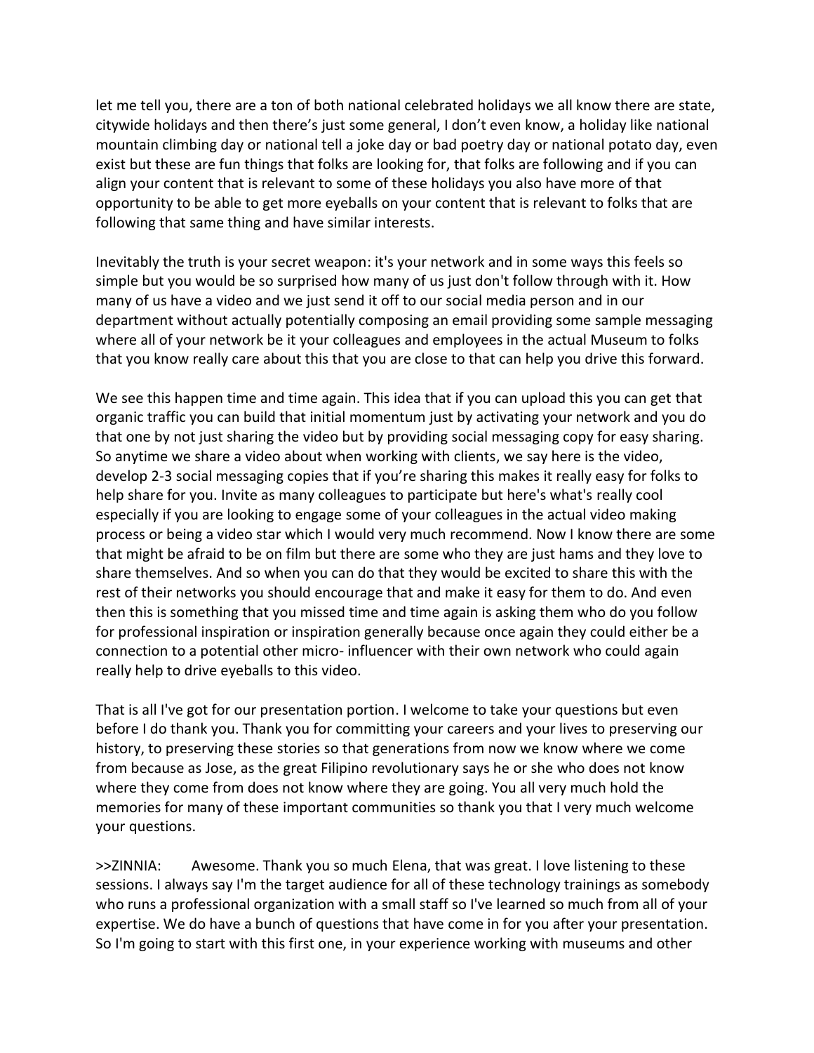let me tell you, there are a ton of both national celebrated holidays we all know there are state, citywide holidays and then there's just some general, I don't even know, a holiday like national mountain climbing day or national tell a joke day or bad poetry day or national potato day, even exist but these are fun things that folks are looking for, that folks are following and if you can align your content that is relevant to some of these holidays you also have more of that opportunity to be able to get more eyeballs on your content that is relevant to folks that are following that same thing and have similar interests.

Inevitably the truth is your secret weapon: it's your network and in some ways this feels so simple but you would be so surprised how many of us just don't follow through with it. How many of us have a video and we just send it off to our social media person and in our department without actually potentially composing an email providing some sample messaging where all of your network be it your colleagues and employees in the actual Museum to folks that you know really care about this that you are close to that can help you drive this forward.

We see this happen time and time again. This idea that if you can upload this you can get that organic traffic you can build that initial momentum just by activating your network and you do that one by not just sharing the video but by providing social messaging copy for easy sharing. So anytime we share a video about when working with clients, we say here is the video, develop 2-3 social messaging copies that if you're sharing this makes it really easy for folks to help share for you. Invite as many colleagues to participate but here's what's really cool especially if you are looking to engage some of your colleagues in the actual video making process or being a video star which I would very much recommend. Now I know there are some that might be afraid to be on film but there are some who they are just hams and they love to share themselves. And so when you can do that they would be excited to share this with the rest of their networks you should encourage that and make it easy for them to do. And even then this is something that you missed time and time again is asking them who do you follow for professional inspiration or inspiration generally because once again they could either be a connection to a potential other micro- influencer with their own network who could again really help to drive eyeballs to this video.

That is all I've got for our presentation portion. I welcome to take your questions but even before I do thank you. Thank you for committing your careers and your lives to preserving our history, to preserving these stories so that generations from now we know where we come from because as Jose, as the great Filipino revolutionary says he or she who does not know where they come from does not know where they are going. You all very much hold the memories for many of these important communities so thank you that I very much welcome your questions.

>>ZINNIA: Awesome. Thank you so much Elena, that was great. I love listening to these sessions. I always say I'm the target audience for all of these technology trainings as somebody who runs a professional organization with a small staff so I've learned so much from all of your expertise. We do have a bunch of questions that have come in for you after your presentation. So I'm going to start with this first one, in your experience working with museums and other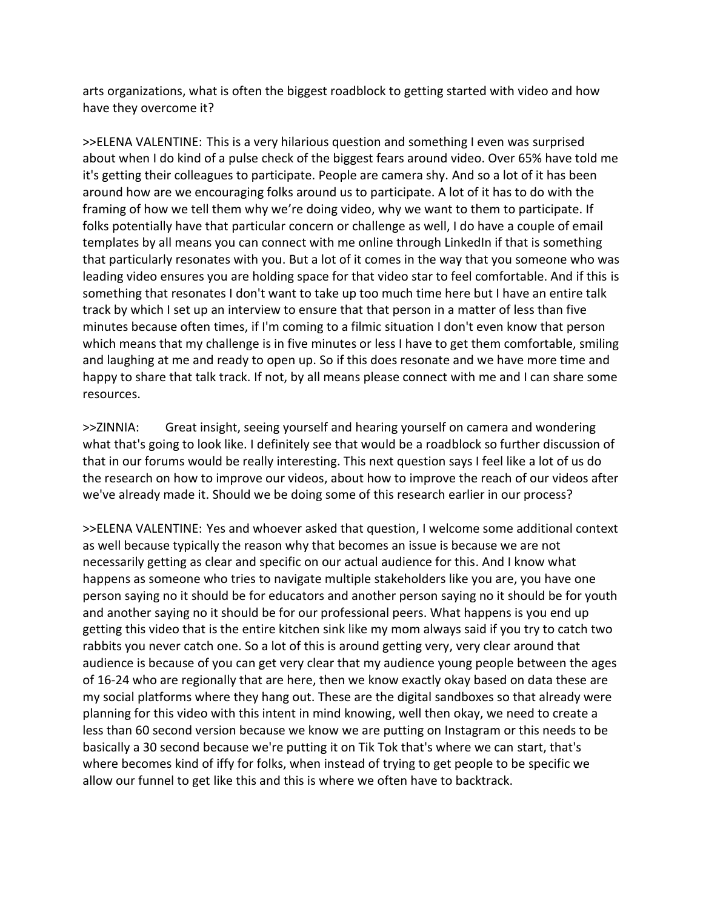arts organizations, what is often the biggest roadblock to getting started with video and how have they overcome it?

>>ELENA VALENTINE: This is a very hilarious question and something I even was surprised about when I do kind of a pulse check of the biggest fears around video. Over 65% have told me it's getting their colleagues to participate. People are camera shy. And so a lot of it has been around how are we encouraging folks around us to participate. A lot of it has to do with the framing of how we tell them why we're doing video, why we want to them to participate. If folks potentially have that particular concern or challenge as well, I do have a couple of email templates by all means you can connect with me online through LinkedIn if that is something that particularly resonates with you. But a lot of it comes in the way that you someone who was leading video ensures you are holding space for that video star to feel comfortable. And if this is something that resonates I don't want to take up too much time here but I have an entire talk track by which I set up an interview to ensure that that person in a matter of less than five minutes because often times, if I'm coming to a filmic situation I don't even know that person which means that my challenge is in five minutes or less I have to get them comfortable, smiling and laughing at me and ready to open up. So if this does resonate and we have more time and happy to share that talk track. If not, by all means please connect with me and I can share some resources.

>>ZINNIA: Great insight, seeing yourself and hearing yourself on camera and wondering what that's going to look like. I definitely see that would be a roadblock so further discussion of that in our forums would be really interesting. This next question says I feel like a lot of us do the research on how to improve our videos, about how to improve the reach of our videos after we've already made it. Should we be doing some of this research earlier in our process?

>>ELENA VALENTINE: Yes and whoever asked that question, I welcome some additional context as well because typically the reason why that becomes an issue is because we are not necessarily getting as clear and specific on our actual audience for this. And I know what happens as someone who tries to navigate multiple stakeholders like you are, you have one person saying no it should be for educators and another person saying no it should be for youth and another saying no it should be for our professional peers. What happens is you end up getting this video that is the entire kitchen sink like my mom always said if you try to catch two rabbits you never catch one. So a lot of this is around getting very, very clear around that audience is because of you can get very clear that my audience young people between the ages of 16-24 who are regionally that are here, then we know exactly okay based on data these are my social platforms where they hang out. These are the digital sandboxes so that already were planning for this video with this intent in mind knowing, well then okay, we need to create a less than 60 second version because we know we are putting on Instagram or this needs to be basically a 30 second because we're putting it on Tik Tok that's where we can start, that's where becomes kind of iffy for folks, when instead of trying to get people to be specific we allow our funnel to get like this and this is where we often have to backtrack.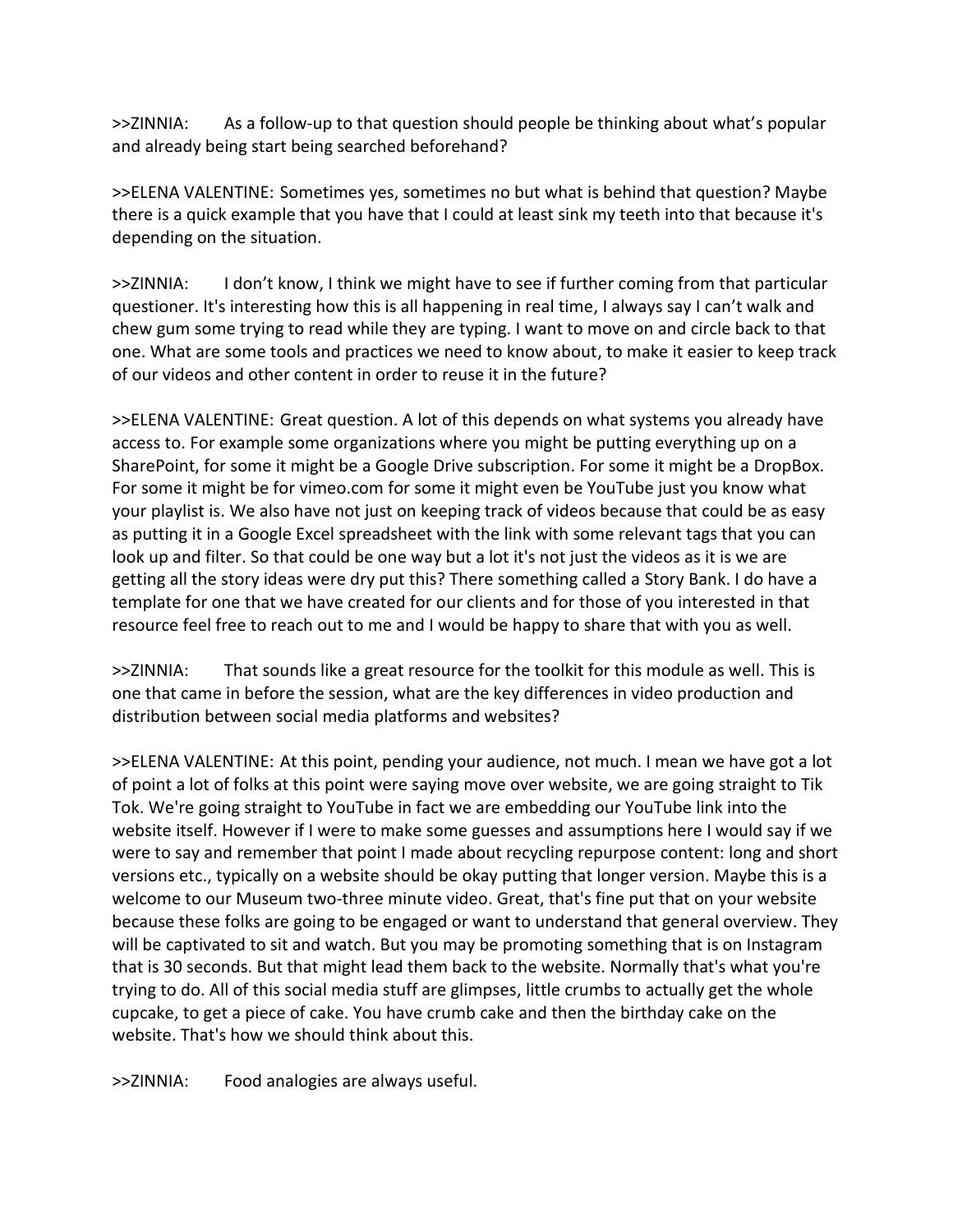>>ZINNIA: As a follow-up to that question should people be thinking about what's popular and already being start being searched beforehand?

>>ELENA VALENTINE: Sometimes yes, sometimes no but what is behind that question? Maybe there is a quick example that you have that I could at least sink my teeth into that because it's depending on the situation.

>>ZINNIA: I don't know, I think we might have to see if further coming from that particular questioner. It's interesting how this is all happening in real time, I always say I can't walk and chew gum some trying to read while they are typing. I want to move on and circle back to that one. What are some tools and practices we need to know about, to make it easier to keep track of our videos and other content in order to reuse it in the future?

>>ELENA VALENTINE: Great question. A lot of this depends on what systems you already have access to. For example some organizations where you might be putting everything up on a SharePoint, for some it might be a Google Drive subscription. For some it might be a DropBox. For some it might be for vimeo.com for some it might even be YouTube just you know what your playlist is. We also have not just on keeping track of videos because that could be as easy as putting it in a Google Excel spreadsheet with the link with some relevant tags that you can look up and filter. So that could be one way but a lot it's not just the videos as it is we are getting all the story ideas were dry put this? There something called a Story Bank. I do have a template for one that we have created for our clients and for those of you interested in that resource feel free to reach out to me and I would be happy to share that with you as well.

>>ZINNIA: That sounds like a great resource for the toolkit for this module as well. This is one that came in before the session, what are the key differences in video production and distribution between social media platforms and websites?

>>ELENA VALENTINE: At this point, pending your audience, not much. I mean we have got a lot of point a lot of folks at this point were saying move over website, we are going straight to Tik Tok. We're going straight to YouTube in fact we are embedding our YouTube link into the website itself. However if I were to make some guesses and assumptions here I would say if we were to say and remember that point I made about recycling repurpose content: long and short versions etc., typically on a website should be okay putting that longer version. Maybe this is a welcome to our Museum two-three minute video. Great, that's fine put that on your website because these folks are going to be engaged or want to understand that general overview. They will be captivated to sit and watch. But you may be promoting something that is on Instagram that is 30 seconds. But that might lead them back to the website. Normally that's what you're trying to do. All of this social media stuff are glimpses, little crumbs to actually get the whole cupcake, to get a piece of cake. You have crumb cake and then the birthday cake on the website. That's how we should think about this.

>>ZINNIA: Food analogies are always useful.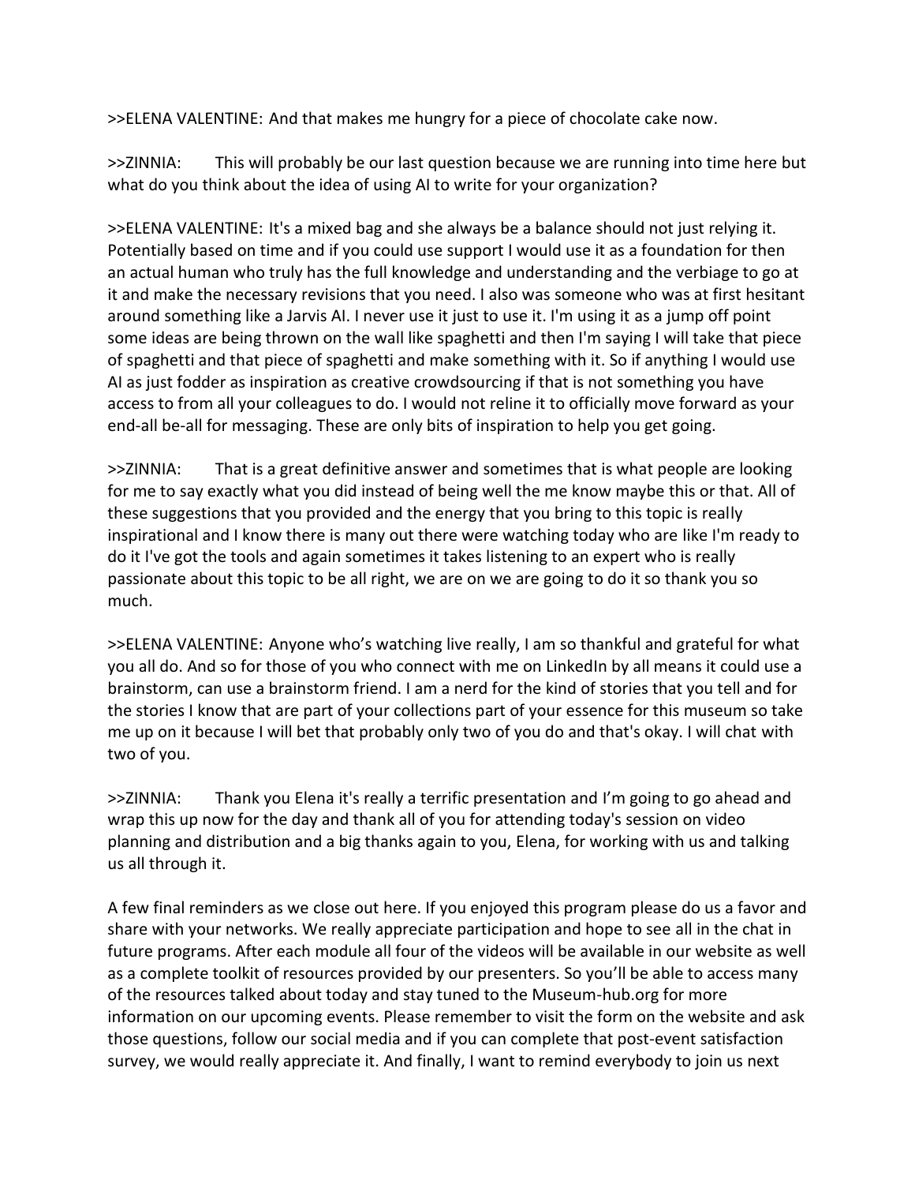>>ELENA VALENTINE: And that makes me hungry for a piece of chocolate cake now.

>>ZINNIA: This will probably be our last question because we are running into time here but what do you think about the idea of using AI to write for your organization?

>>ELENA VALENTINE: It's a mixed bag and she always be a balance should not just relying it. Potentially based on time and if you could use support I would use it as a foundation for then an actual human who truly has the full knowledge and understanding and the verbiage to go at it and make the necessary revisions that you need. I also was someone who was at first hesitant around something like a Jarvis AI. I never use it just to use it. I'm using it as a jump off point some ideas are being thrown on the wall like spaghetti and then I'm saying I will take that piece of spaghetti and that piece of spaghetti and make something with it. So if anything I would use AI as just fodder as inspiration as creative crowdsourcing if that is not something you have access to from all your colleagues to do. I would not reline it to officially move forward as your end-all be-all for messaging. These are only bits of inspiration to help you get going.

>>ZINNIA: That is a great definitive answer and sometimes that is what people are looking for me to say exactly what you did instead of being well the me know maybe this or that. All of these suggestions that you provided and the energy that you bring to this topic is really inspirational and I know there is many out there were watching today who are like I'm ready to do it I've got the tools and again sometimes it takes listening to an expert who is really passionate about this topic to be all right, we are on we are going to do it so thank you so much.

>>ELENA VALENTINE: Anyone who's watching live really, I am so thankful and grateful for what you all do. And so for those of you who connect with me on LinkedIn by all means it could use a brainstorm, can use a brainstorm friend. I am a nerd for the kind of stories that you tell and for the stories I know that are part of your collections part of your essence for this museum so take me up on it because I will bet that probably only two of you do and that's okay. I will chat with two of you.

>>ZINNIA: Thank you Elena it's really a terrific presentation and I'm going to go ahead and wrap this up now for the day and thank all of you for attending today's session on video planning and distribution and a big thanks again to you, Elena, for working with us and talking us all through it.

A few final reminders as we close out here. If you enjoyed this program please do us a favor and share with your networks. We really appreciate participation and hope to see all in the chat in future programs. After each module all four of the videos will be available in our website as well as a complete toolkit of resources provided by our presenters. So you'll be able to access many of the resources talked about today and stay tuned to the Museum-hub.org for more information on our upcoming events. Please remember to visit the form on the website and ask those questions, follow our social media and if you can complete that post-event satisfaction survey, we would really appreciate it. And finally, I want to remind everybody to join us next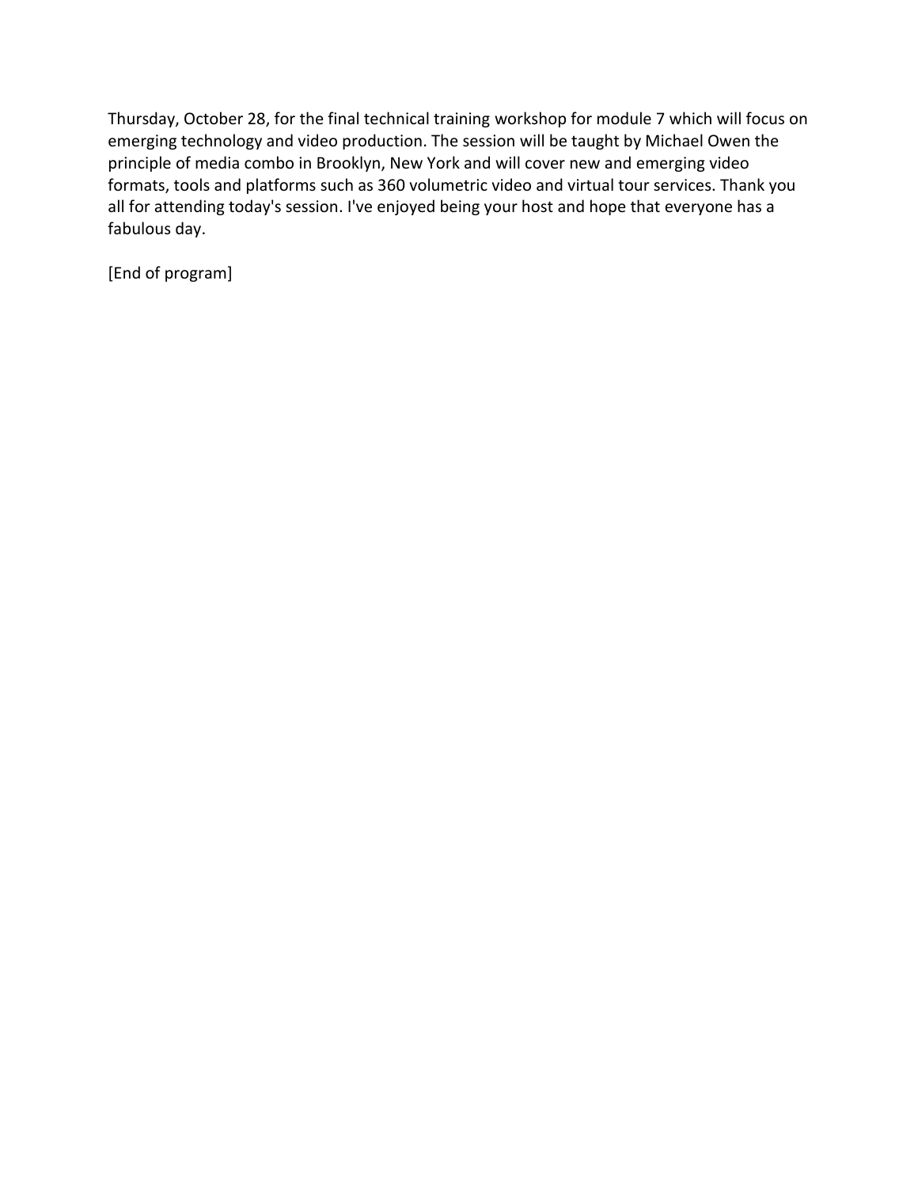Thursday, October 28, for the final technical training workshop for module 7 which will focus on emerging technology and video production. The session will be taught by Michael Owen the principle of media combo in Brooklyn, New York and will cover new and emerging video formats, tools and platforms such as 360 volumetric video and virtual tour services. Thank you all for attending today's session. I've enjoyed being your host and hope that everyone has a fabulous day.

[End of program]